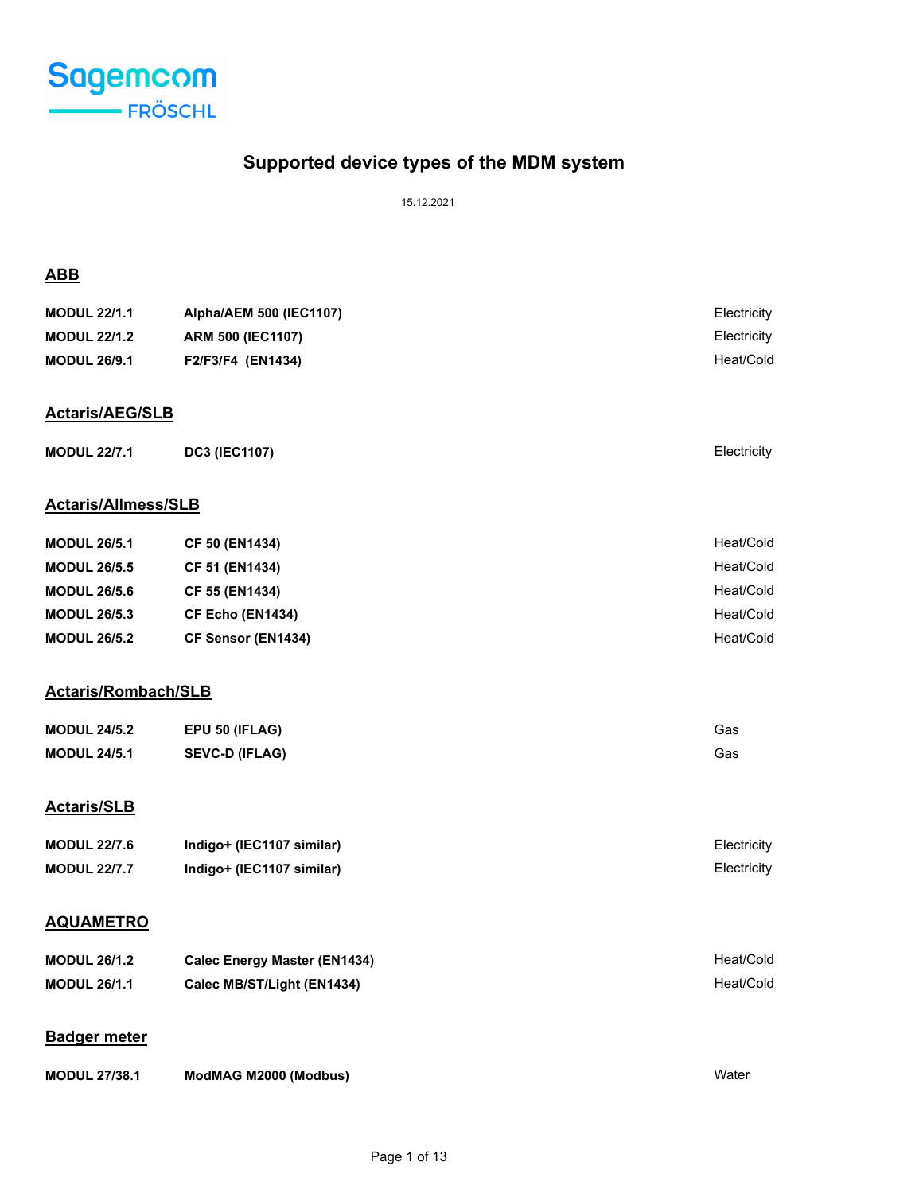Sagemcom FRÖSCHL

# Supported device types of the MDM system

15.12.2021

## ABB

| | | |
|---|---|---|
| **MODUL 22/1.1** | **Alpha/AEM 500 (IEC1107)** | Electricity |
| **MODUL 22/1.2** | **ARM 500 (IEC1107)** | Electricity |
| **MODUL 26/9.1** | **F2/F3/F4 (EN1434)** | Heat/Cold |

## Actaris/AEG/SLB

| | | |
|---|---|---|
| **MODUL 22/7.1** | **DC3 (IEC1107)** | Electricity |

## Actaris/Allmess/SLB

| | | |
|---|---|---|
| **MODUL 26/5.1** | **CF 50 (EN1434)** | Heat/Cold |
| **MODUL 26/5.5** | **CF 51 (EN1434)** | Heat/Cold |
| **MODUL 26/5.6** | **CF 55 (EN1434)** | Heat/Cold |
| **MODUL 26/5.3** | **CF Echo (EN1434)** | Heat/Cold |
| **MODUL 26/5.2** | **CF Sensor (EN1434)** | Heat/Cold |

## Actaris/Rombach/SLB

| | | |
|---|---|---|
| **MODUL 24/5.2** | **EPU 50 (IFLAG)** | Gas |
| **MODUL 24/5.1** | **SEVC-D (IFLAG)** | Gas |

## Actaris/SLB

| | | |
|---|---|---|
| **MODUL 22/7.6** | **Indigo+ (IEC1107 similar)** | Electricity |
| **MODUL 22/7.7** | **Indigo+ (IEC1107 similar)** | Electricity |

## AQUAMETRO

| | | |
|---|---|---|
| **MODUL 26/1.2** | **Calec Energy Master (EN1434)** | Heat/Cold |
| **MODUL 26/1.1** | **Calec MB/ST/Light (EN1434)** | Heat/Cold |

## Badger meter

| | | |
|---|---|---|
| **MODUL 27/38.1** | **ModMAG M2000 (Modbus)** | Water |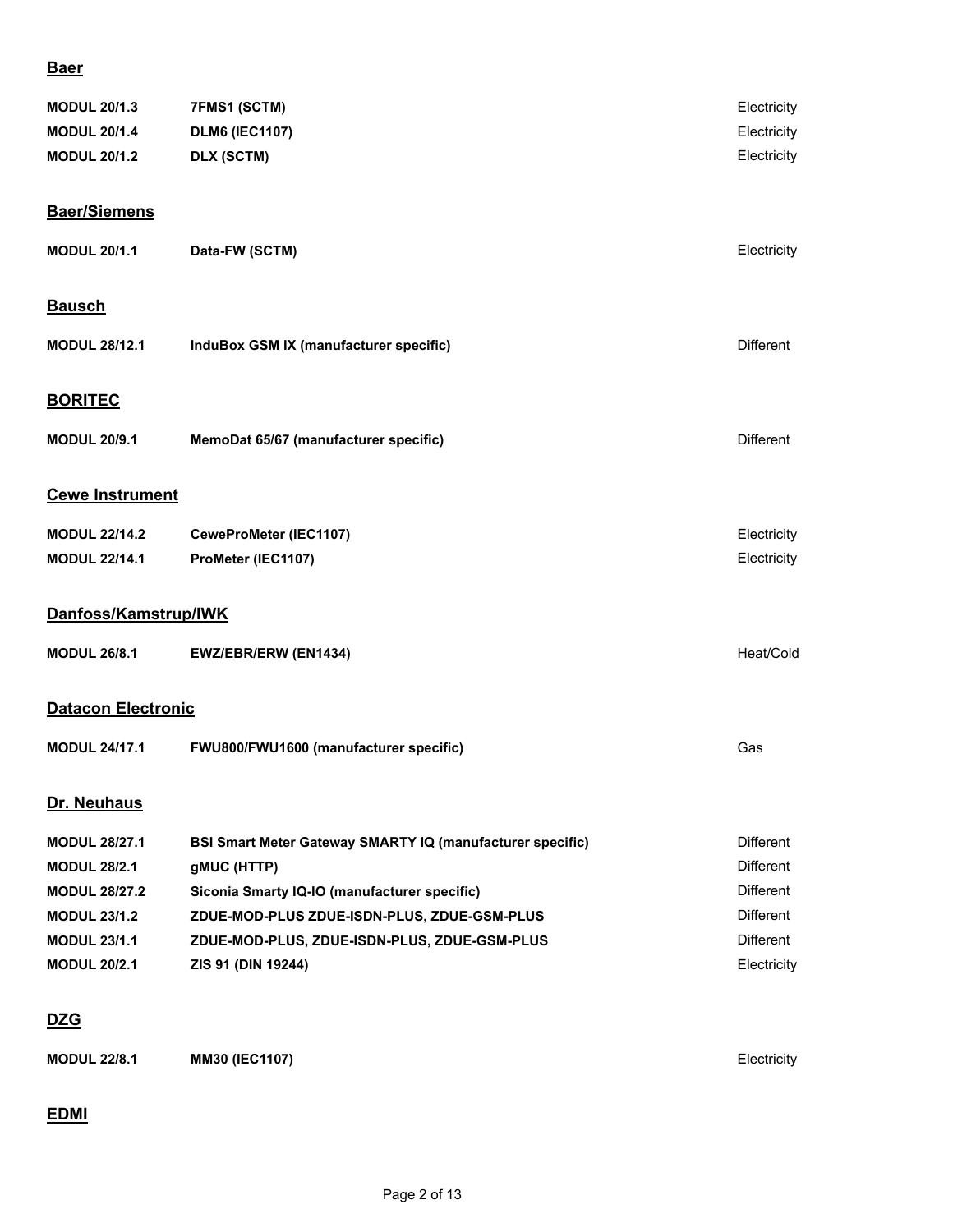## Baer

| | | |
|---|---|---|
| **MODUL 20/1.3** | **7FMS1 (SCTM)** | Electricity |
| **MODUL 20/1.4** | **DLM6 (IEC1107)** | Electricity |
| **MODUL 20/1.2** | **DLX (SCTM)** | Electricity |

## Baer/Siemens

| | | |
|---|---|---|
| **MODUL 20/1.1** | **Data-FW (SCTM)** | Electricity |

## Bausch

| | | |
|---|---|---|
| **MODUL 28/12.1** | **InduBox GSM IX (manufacturer specific)** | Different |

## BORITEC

| | | |
|---|---|---|
| **MODUL 20/9.1** | **MemoDat 65/67 (manufacturer specific)** | Different |

## Cewe Instrument

| | | |
|---|---|---|
| **MODUL 22/14.2** | **CeweProMeter (IEC1107)** | Electricity |
| **MODUL 22/14.1** | **ProMeter (IEC1107)** | Electricity |

## Danfoss/Kamstrup/IWK

| | | |
|---|---|---|
| **MODUL 26/8.1** | **EWZ/EBR/ERW (EN1434)** | Heat/Cold |

## Datacon Electronic

| | | |
|---|---|---|
| **MODUL 24/17.1** | **FWU800/FWU1600 (manufacturer specific)** | Gas |

## Dr. Neuhaus

| | | |
|---|---|---|
| **MODUL 28/27.1** | **BSI Smart Meter Gateway SMARTY IQ (manufacturer specific)** | Different |
| **MODUL 28/2.1** | **gMUC (HTTP)** | Different |
| **MODUL 28/27.2** | **Siconia Smarty IQ-IO (manufacturer specific)** | Different |
| **MODUL 23/1.2** | **ZDUE-MOD-PLUS ZDUE-ISDN-PLUS, ZDUE-GSM-PLUS** | Different |
| **MODUL 23/1.1** | **ZDUE-MOD-PLUS, ZDUE-ISDN-PLUS, ZDUE-GSM-PLUS** | Different |
| **MODUL 20/2.1** | **ZIS 91 (DIN 19244)** | Electricity |

## DZG

| | | |
|---|---|---|
| **MODUL 22/8.1** | **MM30 (IEC1107)** | Electricity |

## EDMI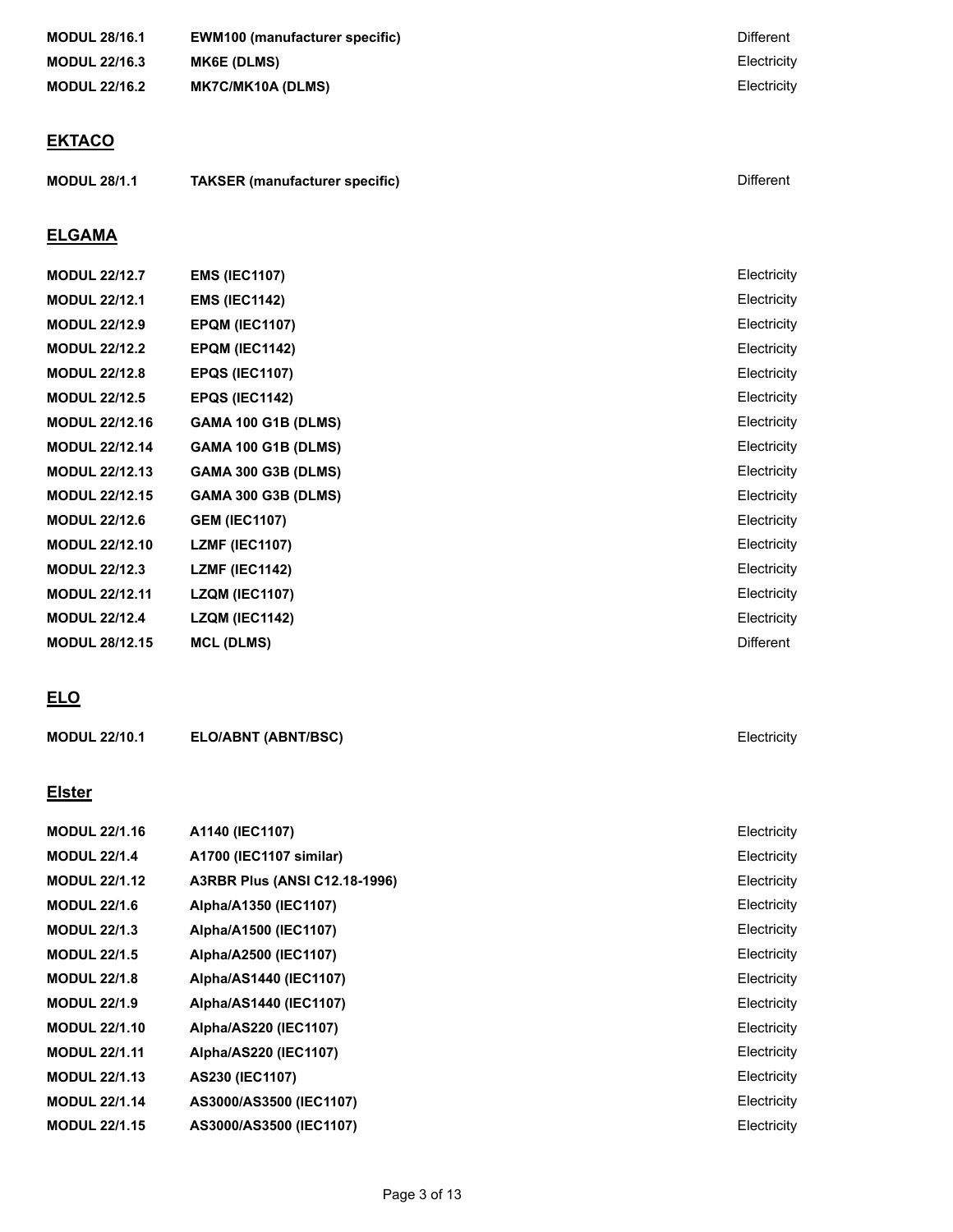| | | |
|---|---|---|
| **MODUL 28/16.1** | **EWM100 (manufacturer specific)** | Different |
| **MODUL 22/16.3** | **MK6E (DLMS)** | Electricity |
| **MODUL 22/16.2** | **MK7C/MK10A (DLMS)** | Electricity |

## EKTACO

| | | |
|---|---|---|
| **MODUL 28/1.1** | **TAKSER (manufacturer specific)** | Different |

## ELGAMA

| | | |
|---|---|---|
| **MODUL 22/12.7** | **EMS (IEC1107)** | Electricity |
| **MODUL 22/12.1** | **EMS (IEC1142)** | Electricity |
| **MODUL 22/12.9** | **EPQM (IEC1107)** | Electricity |
| **MODUL 22/12.2** | **EPQM (IEC1142)** | Electricity |
| **MODUL 22/12.8** | **EPQS (IEC1107)** | Electricity |
| **MODUL 22/12.5** | **EPQS (IEC1142)** | Electricity |
| **MODUL 22/12.16** | **GAMA 100 G1B (DLMS)** | Electricity |
| **MODUL 22/12.14** | **GAMA 100 G1B (DLMS)** | Electricity |
| **MODUL 22/12.13** | **GAMA 300 G3B (DLMS)** | Electricity |
| **MODUL 22/12.15** | **GAMA 300 G3B (DLMS)** | Electricity |
| **MODUL 22/12.6** | **GEM (IEC1107)** | Electricity |
| **MODUL 22/12.10** | **LZMF (IEC1107)** | Electricity |
| **MODUL 22/12.3** | **LZMF (IEC1142)** | Electricity |
| **MODUL 22/12.11** | **LZQM (IEC1107)** | Electricity |
| **MODUL 22/12.4** | **LZQM (IEC1142)** | Electricity |
| **MODUL 28/12.15** | **MCL (DLMS)** | Different |

## ELO

| | | |
|---|---|---|
| **MODUL 22/10.1** | **ELO/ABNT (ABNT/BSC)** | Electricity |

## Elster

| | | |
|---|---|---|
| **MODUL 22/1.16** | **A1140 (IEC1107)** | Electricity |
| **MODUL 22/1.4** | **A1700 (IEC1107 similar)** | Electricity |
| **MODUL 22/1.12** | **A3RBR Plus (ANSI C12.18-1996)** | Electricity |
| **MODUL 22/1.6** | **Alpha/A1350 (IEC1107)** | Electricity |
| **MODUL 22/1.3** | **Alpha/A1500 (IEC1107)** | Electricity |
| **MODUL 22/1.5** | **Alpha/A2500 (IEC1107)** | Electricity |
| **MODUL 22/1.8** | **Alpha/AS1440 (IEC1107)** | Electricity |
| **MODUL 22/1.9** | **Alpha/AS1440 (IEC1107)** | Electricity |
| **MODUL 22/1.10** | **Alpha/AS220 (IEC1107)** | Electricity |
| **MODUL 22/1.11** | **Alpha/AS220 (IEC1107)** | Electricity |
| **MODUL 22/1.13** | **AS230 (IEC1107)** | Electricity |
| **MODUL 22/1.14** | **AS3000/AS3500 (IEC1107)** | Electricity |
| **MODUL 22/1.15** | **AS3000/AS3500 (IEC1107)** | Electricity |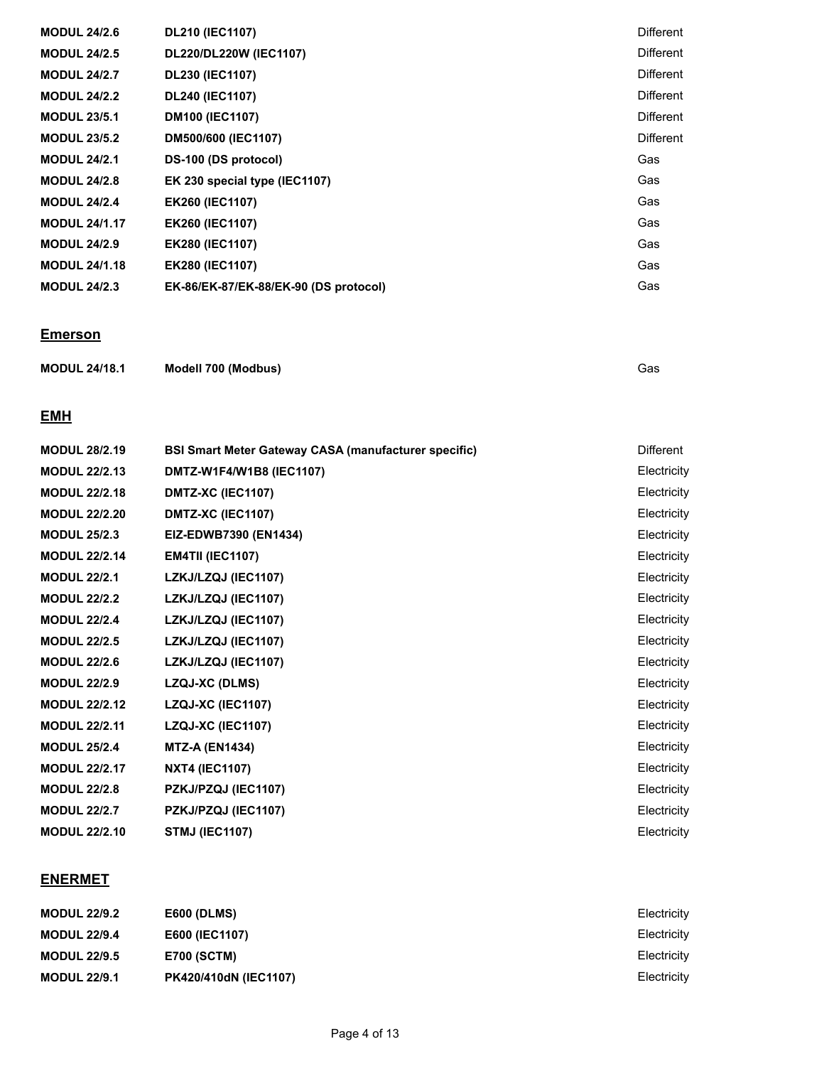| | | |
|---|---|---|
| **MODUL 24/2.6** | **DL210 (IEC1107)** | Different |
| **MODUL 24/2.5** | **DL220/DL220W (IEC1107)** | Different |
| **MODUL 24/2.7** | **DL230 (IEC1107)** | Different |
| **MODUL 24/2.2** | **DL240 (IEC1107)** | Different |
| **MODUL 23/5.1** | **DM100 (IEC1107)** | Different |
| **MODUL 23/5.2** | **DM500/600 (IEC1107)** | Different |
| **MODUL 24/2.1** | **DS-100 (DS protocol)** | Gas |
| **MODUL 24/2.8** | **EK 230 special type (IEC1107)** | Gas |
| **MODUL 24/2.4** | **EK260 (IEC1107)** | Gas |
| **MODUL 24/1.17** | **EK260 (IEC1107)** | Gas |
| **MODUL 24/2.9** | **EK280 (IEC1107)** | Gas |
| **MODUL 24/1.18** | **EK280 (IEC1107)** | Gas |
| **MODUL 24/2.3** | **EK-86/EK-87/EK-88/EK-90 (DS protocol)** | Gas |

## Emerson

| | | |
|---|---|---|
| **MODUL 24/18.1** | **Modell 700 (Modbus)** | Gas |

## EMH

| | | |
|---|---|---|
| **MODUL 28/2.19** | **BSI Smart Meter Gateway CASA (manufacturer specific)** | Different |
| **MODUL 22/2.13** | **DMTZ-W1F4/W1B8 (IEC1107)** | Electricity |
| **MODUL 22/2.18** | **DMTZ-XC (IEC1107)** | Electricity |
| **MODUL 22/2.20** | **DMTZ-XC (IEC1107)** | Electricity |
| **MODUL 25/2.3** | **EIZ-EDWB7390 (EN1434)** | Electricity |
| **MODUL 22/2.14** | **EM4TII (IEC1107)** | Electricity |
| **MODUL 22/2.1** | **LZKJ/LZQJ (IEC1107)** | Electricity |
| **MODUL 22/2.2** | **LZKJ/LZQJ (IEC1107)** | Electricity |
| **MODUL 22/2.4** | **LZKJ/LZQJ (IEC1107)** | Electricity |
| **MODUL 22/2.5** | **LZKJ/LZQJ (IEC1107)** | Electricity |
| **MODUL 22/2.6** | **LZKJ/LZQJ (IEC1107)** | Electricity |
| **MODUL 22/2.9** | **LZQJ-XC (DLMS)** | Electricity |
| **MODUL 22/2.12** | **LZQJ-XC (IEC1107)** | Electricity |
| **MODUL 22/2.11** | **LZQJ-XC (IEC1107)** | Electricity |
| **MODUL 25/2.4** | **MTZ-A (EN1434)** | Electricity |
| **MODUL 22/2.17** | **NXT4 (IEC1107)** | Electricity |
| **MODUL 22/2.8** | **PZKJ/PZQJ (IEC1107)** | Electricity |
| **MODUL 22/2.7** | **PZKJ/PZQJ (IEC1107)** | Electricity |
| **MODUL 22/2.10** | **STMJ (IEC1107)** | Electricity |

## ENERMET

| | | |
|---|---|---|
| **MODUL 22/9.2** | **E600 (DLMS)** | Electricity |
| **MODUL 22/9.4** | **E600 (IEC1107)** | Electricity |
| **MODUL 22/9.5** | **E700 (SCTM)** | Electricity |
| **MODUL 22/9.1** | **PK420/410dN (IEC1107)** | Electricity |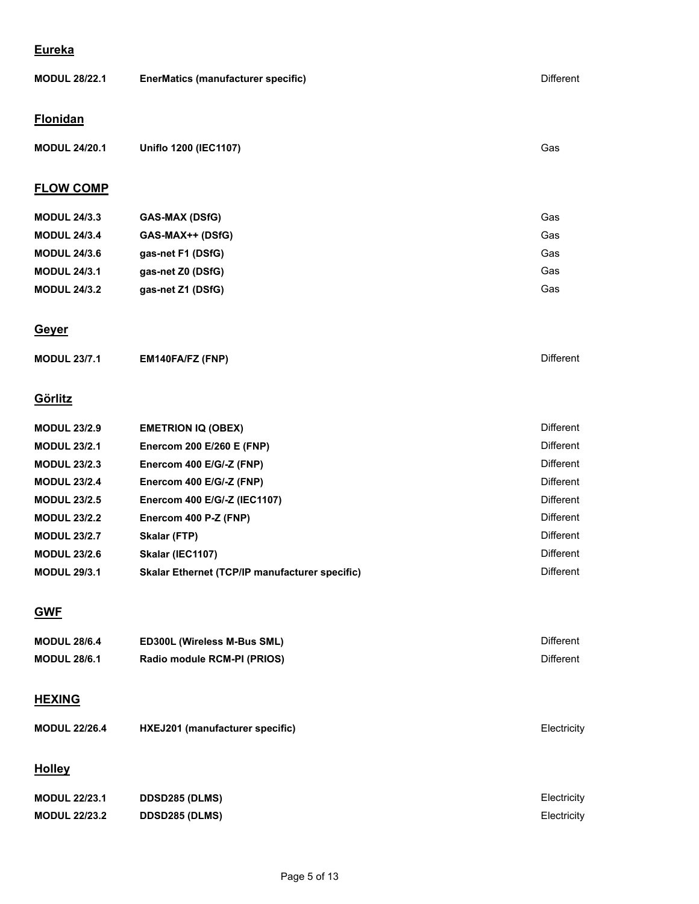## Eureka

| | | |
|---|---|---|
| **MODUL 28/22.1** | **EnerMatics (manufacturer specific)** | Different |

## Flonidan

| | | |
|---|---|---|
| **MODUL 24/20.1** | **Uniflo 1200 (IEC1107)** | Gas |

## FLOW COMP

| | | |
|---|---|---|
| **MODUL 24/3.3** | **GAS-MAX (DSfG)** | Gas |
| **MODUL 24/3.4** | **GAS-MAX++ (DSfG)** | Gas |
| **MODUL 24/3.6** | **gas-net F1 (DSfG)** | Gas |
| **MODUL 24/3.1** | **gas-net Z0 (DSfG)** | Gas |
| **MODUL 24/3.2** | **gas-net Z1 (DSfG)** | Gas |

## Geyer

| | | |
|---|---|---|
| **MODUL 23/7.1** | **EM140FA/FZ (FNP)** | Different |

## Görlitz

| | | |
|---|---|---|
| **MODUL 23/2.9** | **EMETRION IQ (OBEX)** | Different |
| **MODUL 23/2.1** | **Enercom 200 E/260 E (FNP)** | Different |
| **MODUL 23/2.3** | **Enercom 400 E/G/-Z (FNP)** | Different |
| **MODUL 23/2.4** | **Enercom 400 E/G/-Z (FNP)** | Different |
| **MODUL 23/2.5** | **Enercom 400 E/G/-Z (IEC1107)** | Different |
| **MODUL 23/2.2** | **Enercom 400 P-Z (FNP)** | Different |
| **MODUL 23/2.7** | **Skalar (FTP)** | Different |
| **MODUL 23/2.6** | **Skalar (IEC1107)** | Different |
| **MODUL 29/3.1** | **Skalar Ethernet (TCP/IP manufacturer specific)** | Different |

## GWF

| | | |
|---|---|---|
| **MODUL 28/6.4** | **ED300L (Wireless M-Bus SML)** | Different |
| **MODUL 28/6.1** | **Radio module RCM-PI (PRIOS)** | Different |

## HEXING

| | | |
|---|---|---|
| **MODUL 22/26.4** | **HXEJ201 (manufacturer specific)** | Electricity |

## Holley

| | | |
|---|---|---|
| **MODUL 22/23.1** | **DDSD285 (DLMS)** | Electricity |
| **MODUL 22/23.2** | **DDSD285 (DLMS)** | Electricity |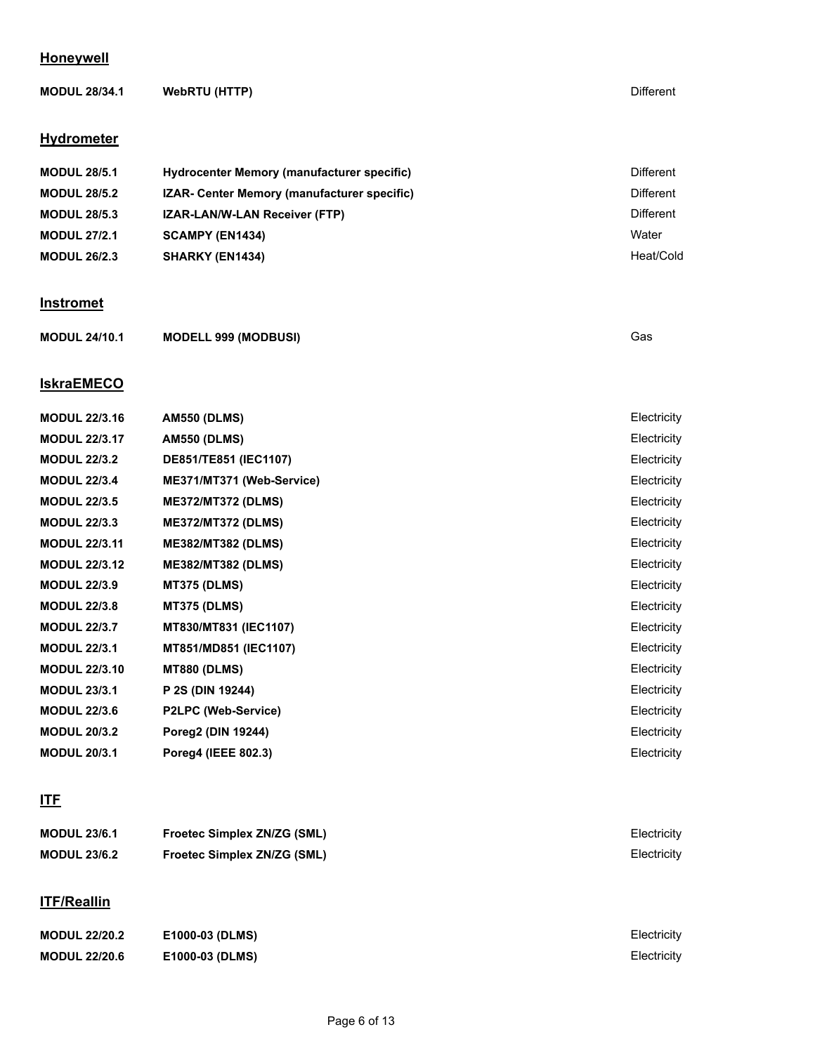## Honeywell

| | | |
|---|---|---|
| **MODUL 28/34.1** | **WebRTU (HTTP)** | Different |

## Hydrometer

| | | |
|---|---|---|
| **MODUL 28/5.1** | **Hydrocenter Memory (manufacturer specific)** | Different |
| **MODUL 28/5.2** | **IZAR- Center Memory (manufacturer specific)** | Different |
| **MODUL 28/5.3** | **IZAR-LAN/W-LAN Receiver (FTP)** | Different |
| **MODUL 27/2.1** | **SCAMPY (EN1434)** | Water |
| **MODUL 26/2.3** | **SHARKY (EN1434)** | Heat/Cold |

## Instromet

| | | |
|---|---|---|
| **MODUL 24/10.1** | **MODELL 999 (MODBUSI)** | Gas |

## IskraEMECO

| | | |
|---|---|---|
| **MODUL 22/3.16** | **AM550 (DLMS)** | Electricity |
| **MODUL 22/3.17** | **AM550 (DLMS)** | Electricity |
| **MODUL 22/3.2** | **DE851/TE851 (IEC1107)** | Electricity |
| **MODUL 22/3.4** | **ME371/MT371 (Web-Service)** | Electricity |
| **MODUL 22/3.5** | **ME372/MT372 (DLMS)** | Electricity |
| **MODUL 22/3.3** | **ME372/MT372 (DLMS)** | Electricity |
| **MODUL 22/3.11** | **ME382/MT382 (DLMS)** | Electricity |
| **MODUL 22/3.12** | **ME382/MT382 (DLMS)** | Electricity |
| **MODUL 22/3.9** | **MT375 (DLMS)** | Electricity |
| **MODUL 22/3.8** | **MT375 (DLMS)** | Electricity |
| **MODUL 22/3.7** | **MT830/MT831 (IEC1107)** | Electricity |
| **MODUL 22/3.1** | **MT851/MD851 (IEC1107)** | Electricity |
| **MODUL 22/3.10** | **MT880 (DLMS)** | Electricity |
| **MODUL 23/3.1** | **P 2S (DIN 19244)** | Electricity |
| **MODUL 22/3.6** | **P2LPC (Web-Service)** | Electricity |
| **MODUL 20/3.2** | **Poreg2 (DIN 19244)** | Electricity |
| **MODUL 20/3.1** | **Poreg4 (IEEE 802.3)** | Electricity |

## ITF

| | | |
|---|---|---|
| **MODUL 23/6.1** | **Froetec Simplex ZN/ZG (SML)** | Electricity |
| **MODUL 23/6.2** | **Froetec Simplex ZN/ZG (SML)** | Electricity |

## ITF/Reallin

| | | |
|---|---|---|
| **MODUL 22/20.2** | **E1000-03 (DLMS)** | Electricity |
| **MODUL 22/20.6** | **E1000-03 (DLMS)** | Electricity |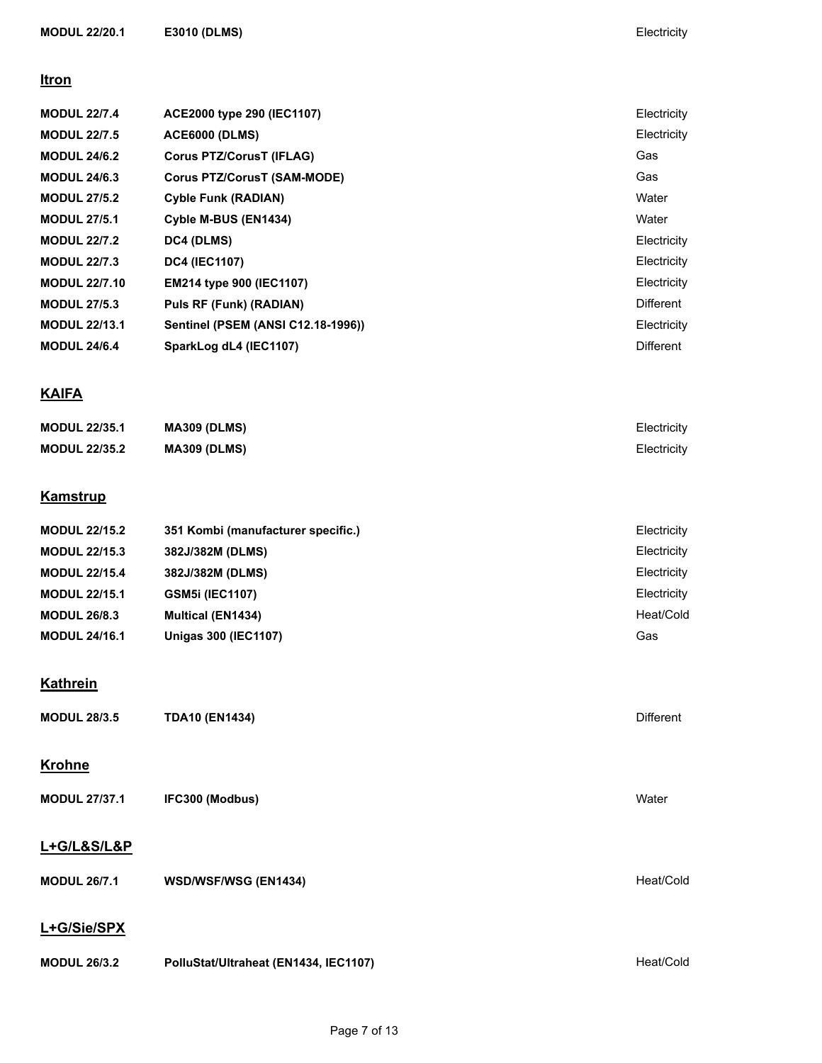| | | |
|---|---|---|
| **MODUL 22/20.1** | **E3010 (DLMS)** | Electricity |

## Itron

| | | |
|---|---|---|
| **MODUL 22/7.4** | **ACE2000 type 290 (IEC1107)** | Electricity |
| **MODUL 22/7.5** | **ACE6000 (DLMS)** | Electricity |
| **MODUL 24/6.2** | **Corus PTZ/CorusT (IFLAG)** | Gas |
| **MODUL 24/6.3** | **Corus PTZ/CorusT (SAM-MODE)** | Gas |
| **MODUL 27/5.2** | **Cyble Funk (RADIAN)** | Water |
| **MODUL 27/5.1** | **Cyble M-BUS (EN1434)** | Water |
| **MODUL 22/7.2** | **DC4 (DLMS)** | Electricity |
| **MODUL 22/7.3** | **DC4 (IEC1107)** | Electricity |
| **MODUL 22/7.10** | **EM214 type 900 (IEC1107)** | Electricity |
| **MODUL 27/5.3** | **Puls RF (Funk) (RADIAN)** | Different |
| **MODUL 22/13.1** | **Sentinel (PSEM (ANSI C12.18-1996))** | Electricity |
| **MODUL 24/6.4** | **SparkLog dL4 (IEC1107)** | Different |

## KAIFA

| | | |
|---|---|---|
| **MODUL 22/35.1** | **MA309 (DLMS)** | Electricity |
| **MODUL 22/35.2** | **MA309 (DLMS)** | Electricity |

## Kamstrup

| | | |
|---|---|---|
| **MODUL 22/15.2** | **351 Kombi (manufacturer specific.)** | Electricity |
| **MODUL 22/15.3** | **382J/382M (DLMS)** | Electricity |
| **MODUL 22/15.4** | **382J/382M (DLMS)** | Electricity |
| **MODUL 22/15.1** | **GSM5i (IEC1107)** | Electricity |
| **MODUL 26/8.3** | **Multical (EN1434)** | Heat/Cold |
| **MODUL 24/16.1** | **Unigas 300 (IEC1107)** | Gas |

## Kathrein

| | | |
|---|---|---|
| **MODUL 28/3.5** | **TDA10 (EN1434)** | Different |

## Krohne

| | | |
|---|---|---|
| **MODUL 27/37.1** | **IFC300 (Modbus)** | Water |

## L+G/L&S/L&P

| | | |
|---|---|---|
| **MODUL 26/7.1** | **WSD/WSF/WSG (EN1434)** | Heat/Cold |

## L+G/Sie/SPX

| | | |
|---|---|---|
| **MODUL 26/3.2** | **PolluStat/Ultraheat (EN1434, IEC1107)** | Heat/Cold |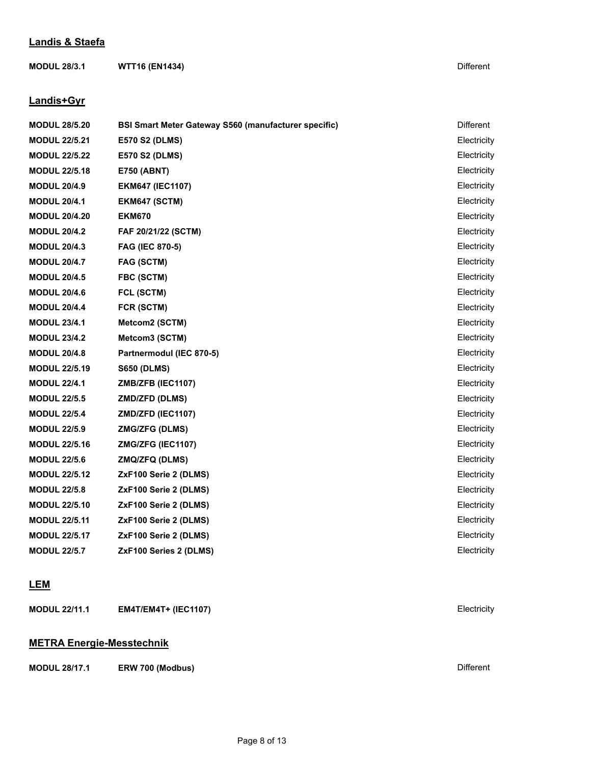## Landis & Staefa

| | | |
|---|---|---|
| **MODUL 28/3.1** | **WTT16 (EN1434)** | Different |

## Landis+Gyr

| | | |
|---|---|---|
| **MODUL 28/5.20** | **BSI Smart Meter Gateway S560 (manufacturer specific)** | Different |
| **MODUL 22/5.21** | **E570 S2 (DLMS)** | Electricity |
| **MODUL 22/5.22** | **E570 S2 (DLMS)** | Electricity |
| **MODUL 22/5.18** | **E750 (ABNT)** | Electricity |
| **MODUL 20/4.9** | **EKM647 (IEC1107)** | Electricity |
| **MODUL 20/4.1** | **EKM647 (SCTM)** | Electricity |
| **MODUL 20/4.20** | **EKM670** | Electricity |
| **MODUL 20/4.2** | **FAF 20/21/22 (SCTM)** | Electricity |
| **MODUL 20/4.3** | **FAG (IEC 870-5)** | Electricity |
| **MODUL 20/4.7** | **FAG (SCTM)** | Electricity |
| **MODUL 20/4.5** | **FBC (SCTM)** | Electricity |
| **MODUL 20/4.6** | **FCL (SCTM)** | Electricity |
| **MODUL 20/4.4** | **FCR (SCTM)** | Electricity |
| **MODUL 23/4.1** | **Metcom2 (SCTM)** | Electricity |
| **MODUL 23/4.2** | **Metcom3 (SCTM)** | Electricity |
| **MODUL 20/4.8** | **Partnermodul (IEC 870-5)** | Electricity |
| **MODUL 22/5.19** | **S650 (DLMS)** | Electricity |
| **MODUL 22/4.1** | **ZMB/ZFB (IEC1107)** | Electricity |
| **MODUL 22/5.5** | **ZMD/ZFD (DLMS)** | Electricity |
| **MODUL 22/5.4** | **ZMD/ZFD (IEC1107)** | Electricity |
| **MODUL 22/5.9** | **ZMG/ZFG (DLMS)** | Electricity |
| **MODUL 22/5.16** | **ZMG/ZFG (IEC1107)** | Electricity |
| **MODUL 22/5.6** | **ZMQ/ZFQ (DLMS)** | Electricity |
| **MODUL 22/5.12** | **ZxF100 Serie 2 (DLMS)** | Electricity |
| **MODUL 22/5.8** | **ZxF100 Serie 2 (DLMS)** | Electricity |
| **MODUL 22/5.10** | **ZxF100 Serie 2 (DLMS)** | Electricity |
| **MODUL 22/5.11** | **ZxF100 Serie 2 (DLMS)** | Electricity |
| **MODUL 22/5.17** | **ZxF100 Serie 2 (DLMS)** | Electricity |
| **MODUL 22/5.7** | **ZxF100 Series 2 (DLMS)** | Electricity |

## LEM

| | | |
|---|---|---|
| **MODUL 22/11.1** | **EM4T/EM4T+ (IEC1107)** | Electricity |

## METRA Energie-Messtechnik

| | | |
|---|---|---|
| **MODUL 28/17.1** | **ERW 700 (Modbus)** | Different |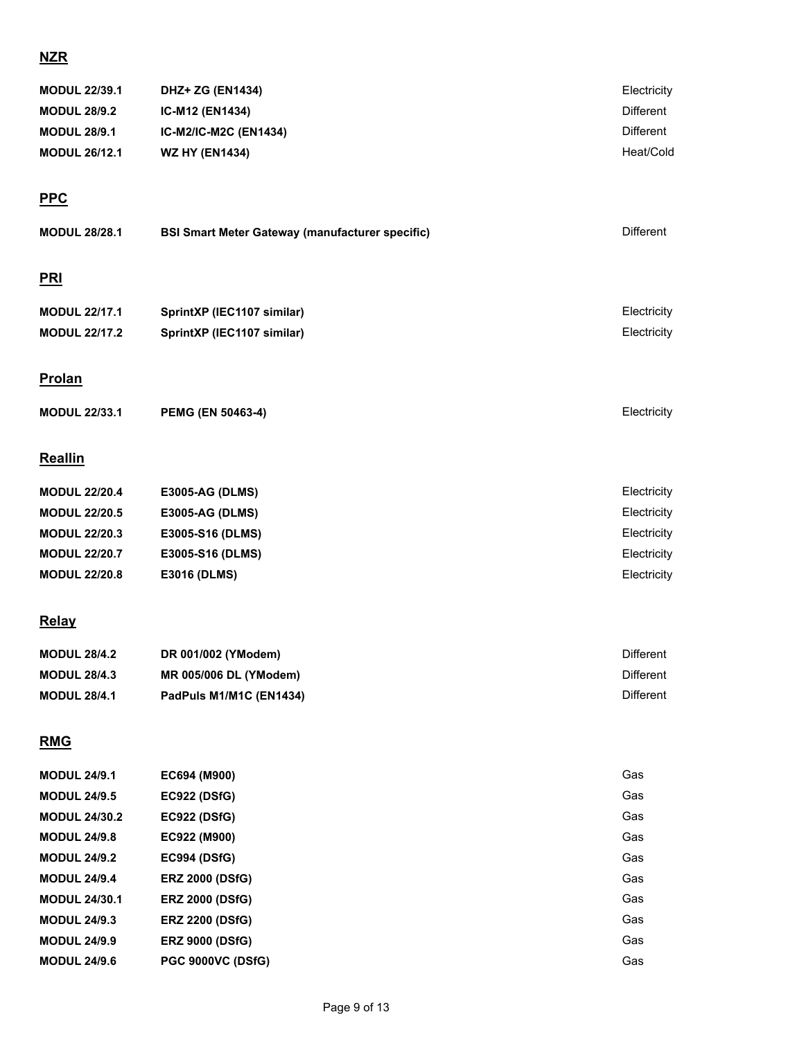## NZR

| | | |
|---|---|---|
| **MODUL 22/39.1** | **DHZ+ ZG (EN1434)** | Electricity |
| **MODUL 28/9.2** | **IC-M12 (EN1434)** | Different |
| **MODUL 28/9.1** | **IC-M2/IC-M2C (EN1434)** | Different |
| **MODUL 26/12.1** | **WZ HY (EN1434)** | Heat/Cold |

## PPC

| | | |
|---|---|---|
| **MODUL 28/28.1** | **BSI Smart Meter Gateway (manufacturer specific)** | Different |

## PRI

| | | |
|---|---|---|
| **MODUL 22/17.1** | **SprintXP (IEC1107 similar)** | Electricity |
| **MODUL 22/17.2** | **SprintXP (IEC1107 similar)** | Electricity |

## Prolan

| | | |
|---|---|---|
| **MODUL 22/33.1** | **PEMG (EN 50463-4)** | Electricity |

## Reallin

| | | |
|---|---|---|
| **MODUL 22/20.4** | **E3005-AG (DLMS)** | Electricity |
| **MODUL 22/20.5** | **E3005-AG (DLMS)** | Electricity |
| **MODUL 22/20.3** | **E3005-S16 (DLMS)** | Electricity |
| **MODUL 22/20.7** | **E3005-S16 (DLMS)** | Electricity |
| **MODUL 22/20.8** | **E3016 (DLMS)** | Electricity |

## Relay

| | | |
|---|---|---|
| **MODUL 28/4.2** | **DR 001/002 (YModem)** | Different |
| **MODUL 28/4.3** | **MR 005/006 DL (YModem)** | Different |
| **MODUL 28/4.1** | **PadPuls M1/M1C (EN1434)** | Different |

## RMG

| | | |
|---|---|---|
| **MODUL 24/9.1** | **EC694 (M900)** | Gas |
| **MODUL 24/9.5** | **EC922 (DSfG)** | Gas |
| **MODUL 24/30.2** | **EC922 (DSfG)** | Gas |
| **MODUL 24/9.8** | **EC922 (M900)** | Gas |
| **MODUL 24/9.2** | **EC994 (DSfG)** | Gas |
| **MODUL 24/9.4** | **ERZ 2000 (DSfG)** | Gas |
| **MODUL 24/30.1** | **ERZ 2000 (DSfG)** | Gas |
| **MODUL 24/9.3** | **ERZ 2200 (DSfG)** | Gas |
| **MODUL 24/9.9** | **ERZ 9000 (DSfG)** | Gas |
| **MODUL 24/9.6** | **PGC 9000VC (DSfG)** | Gas |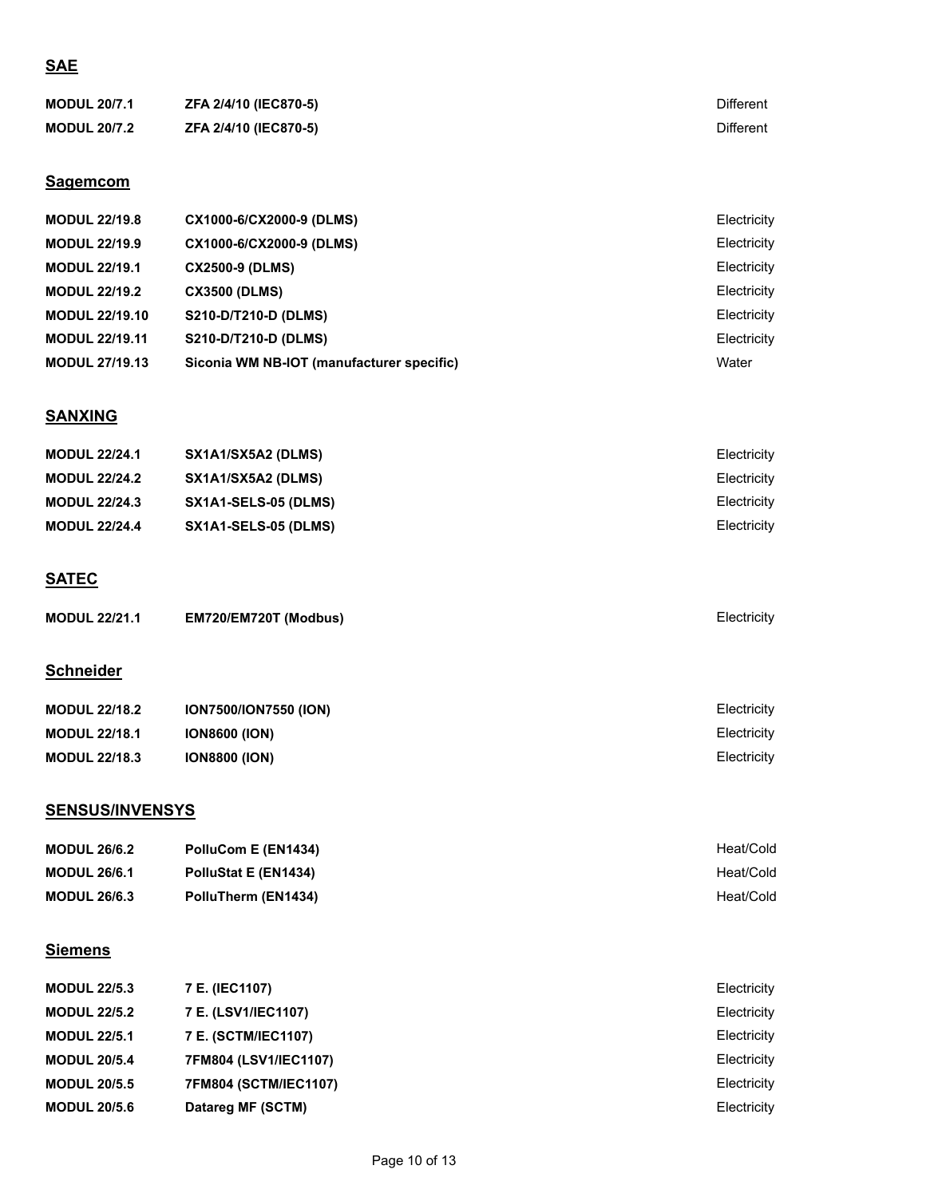## SAE

| | | |
|---|---|---|
| **MODUL 20/7.1** | **ZFA 2/4/10 (IEC870-5)** | Different |
| **MODUL 20/7.2** | **ZFA 2/4/10 (IEC870-5)** | Different |

## Sagemcom

| | | |
|---|---|---|
| **MODUL 22/19.8** | **CX1000-6/CX2000-9 (DLMS)** | Electricity |
| **MODUL 22/19.9** | **CX1000-6/CX2000-9 (DLMS)** | Electricity |
| **MODUL 22/19.1** | **CX2500-9 (DLMS)** | Electricity |
| **MODUL 22/19.2** | **CX3500 (DLMS)** | Electricity |
| **MODUL 22/19.10** | **S210-D/T210-D (DLMS)** | Electricity |
| **MODUL 22/19.11** | **S210-D/T210-D (DLMS)** | Electricity |
| **MODUL 27/19.13** | **Siconia WM NB-IOT (manufacturer specific)** | Water |

## SANXING

| | | |
|---|---|---|
| **MODUL 22/24.1** | **SX1A1/SX5A2 (DLMS)** | Electricity |
| **MODUL 22/24.2** | **SX1A1/SX5A2 (DLMS)** | Electricity |
| **MODUL 22/24.3** | **SX1A1-SELS-05 (DLMS)** | Electricity |
| **MODUL 22/24.4** | **SX1A1-SELS-05 (DLMS)** | Electricity |

## SATEC

| | | |
|---|---|---|
| **MODUL 22/21.1** | **EM720/EM720T (Modbus)** | Electricity |

## Schneider

| | | |
|---|---|---|
| **MODUL 22/18.2** | **ION7500/ION7550 (ION)** | Electricity |
| **MODUL 22/18.1** | **ION8600 (ION)** | Electricity |
| **MODUL 22/18.3** | **ION8800 (ION)** | Electricity |

## SENSUS/INVENSYS

| | | |
|---|---|---|
| **MODUL 26/6.2** | **PolluCom E (EN1434)** | Heat/Cold |
| **MODUL 26/6.1** | **PolluStat E (EN1434)** | Heat/Cold |
| **MODUL 26/6.3** | **PolluTherm (EN1434)** | Heat/Cold |

## Siemens

| | | |
|---|---|---|
| **MODUL 22/5.3** | **7 E. (IEC1107)** | Electricity |
| **MODUL 22/5.2** | **7 E. (LSV1/IEC1107)** | Electricity |
| **MODUL 22/5.1** | **7 E. (SCTM/IEC1107)** | Electricity |
| **MODUL 20/5.4** | **7FM804 (LSV1/IEC1107)** | Electricity |
| **MODUL 20/5.5** | **7FM804 (SCTM/IEC1107)** | Electricity |
| **MODUL 20/5.6** | **Datareg MF (SCTM)** | Electricity |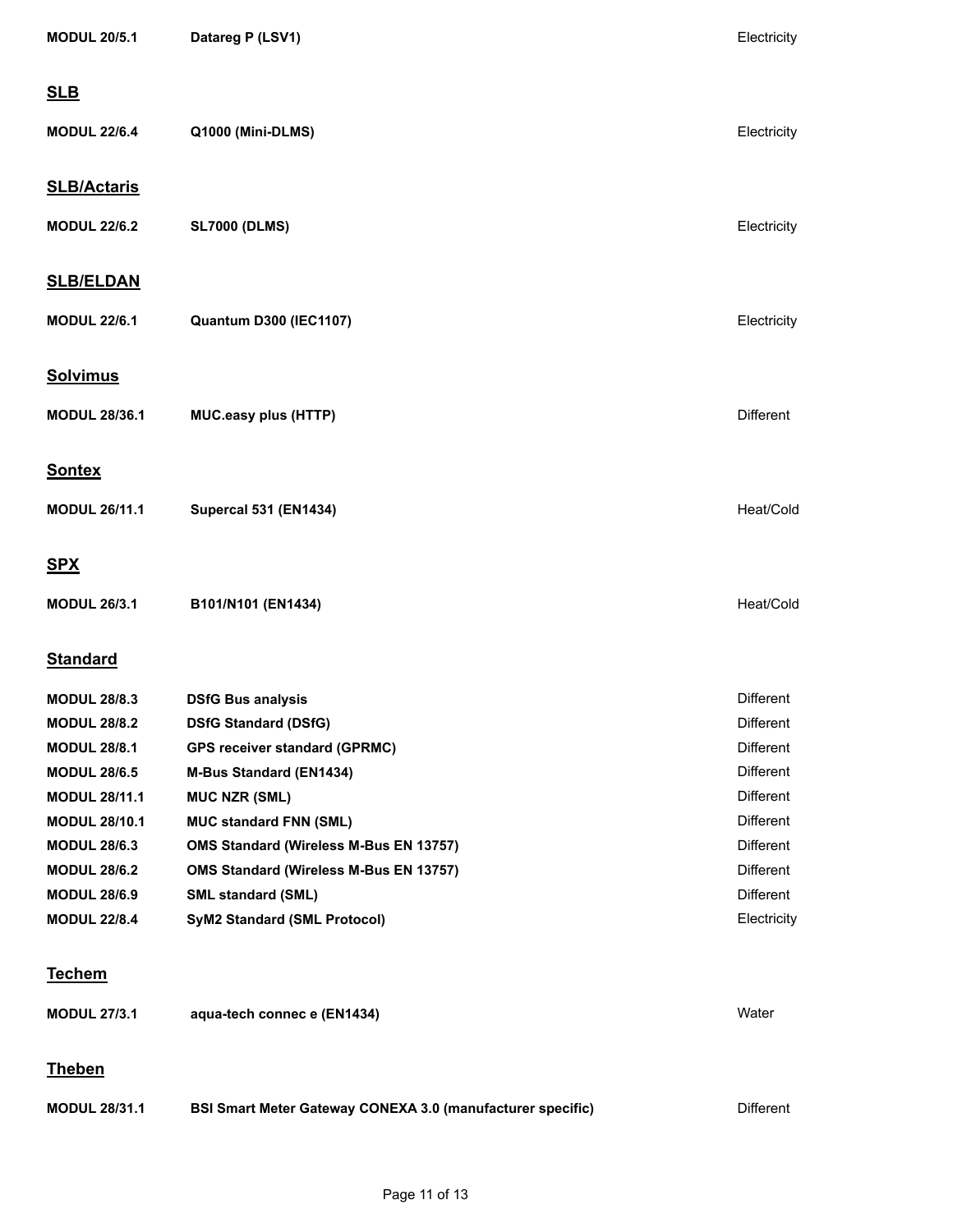| | | |
|---|---|---|
| **MODUL 20/5.1** | **Datareg P (LSV1)** | Electricity |

## SLB

| | | |
|---|---|---|
| **MODUL 22/6.4** | **Q1000 (Mini-DLMS)** | Electricity |

## SLB/Actaris

| | | |
|---|---|---|
| **MODUL 22/6.2** | **SL7000 (DLMS)** | Electricity |

## SLB/ELDAN

| | | |
|---|---|---|
| **MODUL 22/6.1** | **Quantum D300 (IEC1107)** | Electricity |

## Solvimus

| | | |
|---|---|---|
| **MODUL 28/36.1** | **MUC.easy plus (HTTP)** | Different |

## Sontex

| | | |
|---|---|---|
| **MODUL 26/11.1** | **Supercal 531 (EN1434)** | Heat/Cold |

## SPX

| | | |
|---|---|---|
| **MODUL 26/3.1** | **B101/N101 (EN1434)** | Heat/Cold |

## Standard

| | | |
|---|---|---|
| **MODUL 28/8.3** | **DSfG Bus analysis** | Different |
| **MODUL 28/8.2** | **DSfG Standard (DSfG)** | Different |
| **MODUL 28/8.1** | **GPS receiver standard (GPRMC)** | Different |
| **MODUL 28/6.5** | **M-Bus Standard (EN1434)** | Different |
| **MODUL 28/11.1** | **MUC NZR (SML)** | Different |
| **MODUL 28/10.1** | **MUC standard FNN (SML)** | Different |
| **MODUL 28/6.3** | **OMS Standard (Wireless M-Bus EN 13757)** | Different |
| **MODUL 28/6.2** | **OMS Standard (Wireless M-Bus EN 13757)** | Different |
| **MODUL 28/6.9** | **SML standard (SML)** | Different |
| **MODUL 22/8.4** | **SyM2 Standard (SML Protocol)** | Electricity |

## Techem

| | | |
|---|---|---|
| **MODUL 27/3.1** | **aqua-tech connec e (EN1434)** | Water |

## Theben

| | | |
|---|---|---|
| **MODUL 28/31.1** | **BSI Smart Meter Gateway CONEXA 3.0 (manufacturer specific)** | Different |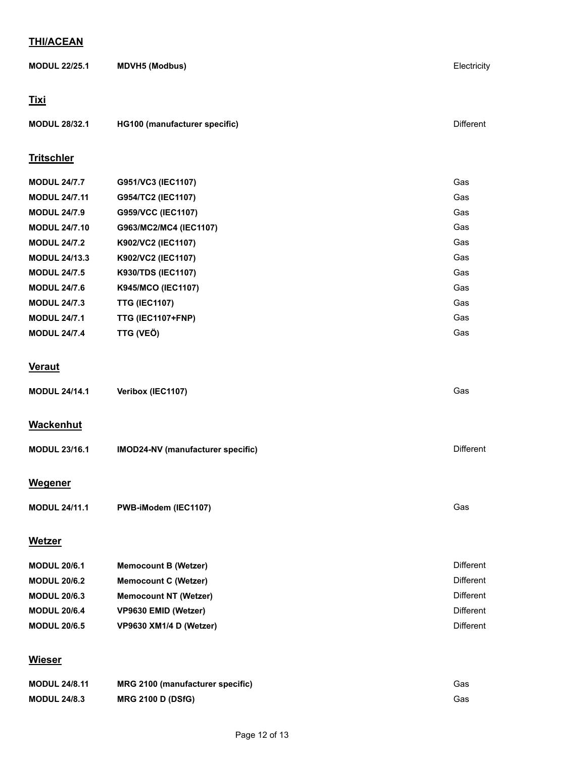## THI/ACEAN

| | | |
|---|---|---|
| **MODUL 22/25.1** | **MDVH5 (Modbus)** | Electricity |

## Tixi

| | | |
|---|---|---|
| **MODUL 28/32.1** | **HG100 (manufacturer specific)** | Different |

## Tritschler

| | | |
|---|---|---|
| **MODUL 24/7.7** | **G951/VC3 (IEC1107)** | Gas |
| **MODUL 24/7.11** | **G954/TC2 (IEC1107)** | Gas |
| **MODUL 24/7.9** | **G959/VCC (IEC1107)** | Gas |
| **MODUL 24/7.10** | **G963/MC2/MC4 (IEC1107)** | Gas |
| **MODUL 24/7.2** | **K902/VC2 (IEC1107)** | Gas |
| **MODUL 24/13.3** | **K902/VC2 (IEC1107)** | Gas |
| **MODUL 24/7.5** | **K930/TDS (IEC1107)** | Gas |
| **MODUL 24/7.6** | **K945/MCO (IEC1107)** | Gas |
| **MODUL 24/7.3** | **TTG (IEC1107)** | Gas |
| **MODUL 24/7.1** | **TTG (IEC1107+FNP)** | Gas |
| **MODUL 24/7.4** | **TTG (VEÖ)** | Gas |

## Veraut

| | | |
|---|---|---|
| **MODUL 24/14.1** | **Veribox (IEC1107)** | Gas |

## Wackenhut

| | | |
|---|---|---|
| **MODUL 23/16.1** | **IMOD24-NV (manufacturer specific)** | Different |

## Wegener

| | | |
|---|---|---|
| **MODUL 24/11.1** | **PWB-iModem (IEC1107)** | Gas |

## Wetzer

| | | |
|---|---|---|
| **MODUL 20/6.1** | **Memocount B (Wetzer)** | Different |
| **MODUL 20/6.2** | **Memocount C (Wetzer)** | Different |
| **MODUL 20/6.3** | **Memocount NT (Wetzer)** | Different |
| **MODUL 20/6.4** | **VP9630 EMID (Wetzer)** | Different |
| **MODUL 20/6.5** | **VP9630 XM1/4 D (Wetzer)** | Different |

## Wieser

| | | |
|---|---|---|
| **MODUL 24/8.11** | **MRG 2100 (manufacturer specific)** | Gas |
| **MODUL 24/8.3** | **MRG 2100 D (DSfG)** | Gas |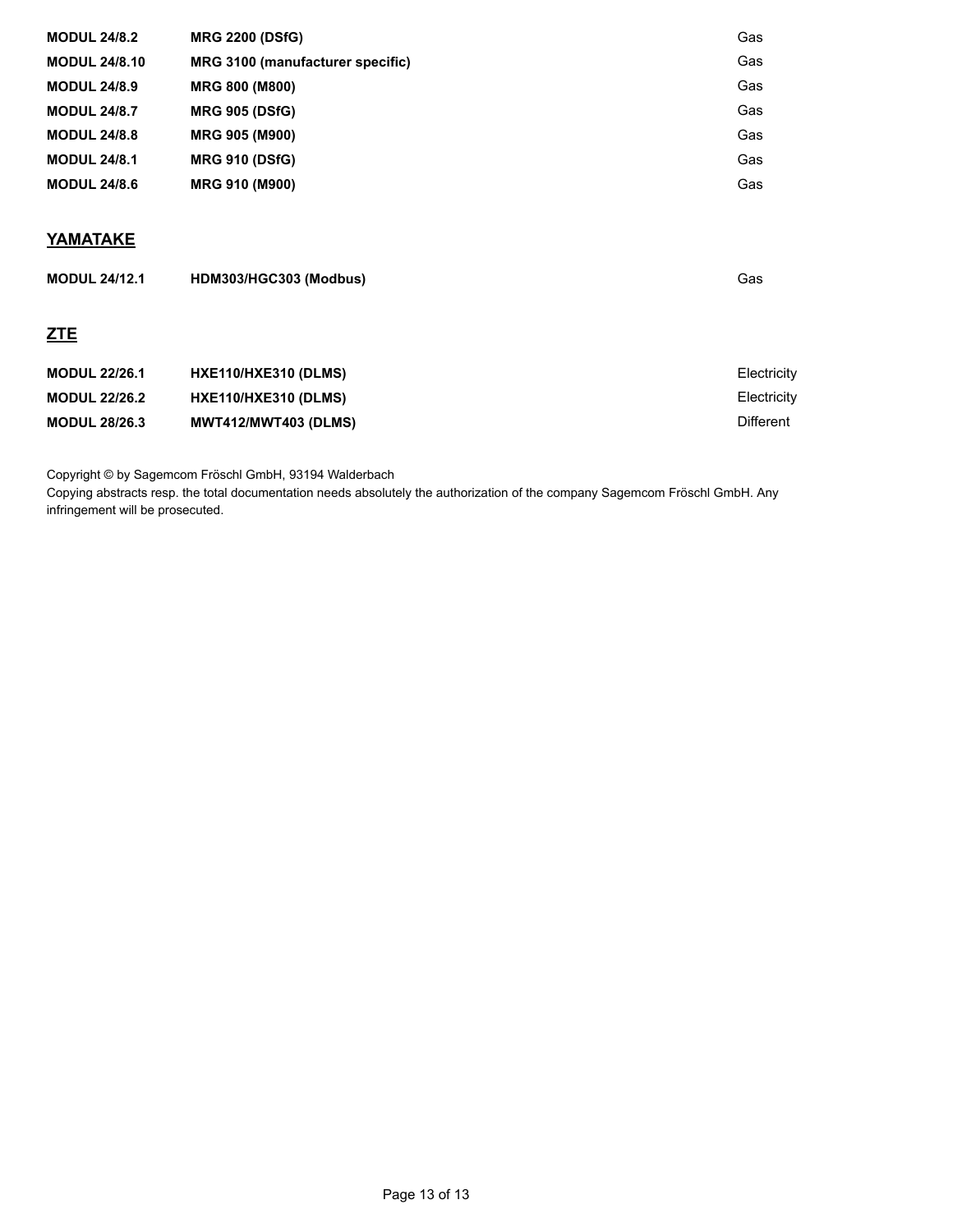| | | |
|---|---|---|
| **MODUL 24/8.2** | **MRG 2200 (DSfG)** | Gas |
| **MODUL 24/8.10** | **MRG 3100 (manufacturer specific)** | Gas |
| **MODUL 24/8.9** | **MRG 800 (M800)** | Gas |
| **MODUL 24/8.7** | **MRG 905 (DSfG)** | Gas |
| **MODUL 24/8.8** | **MRG 905 (M900)** | Gas |
| **MODUL 24/8.1** | **MRG 910 (DSfG)** | Gas |
| **MODUL 24/8.6** | **MRG 910 (M900)** | Gas |

## YAMATAKE

| | | |
|---|---|---|
| **MODUL 24/12.1** | **HDM303/HGC303 (Modbus)** | Gas |

## ZTE

| | | |
|---|---|---|
| **MODUL 22/26.1** | **HXE110/HXE310 (DLMS)** | Electricity |
| **MODUL 22/26.2** | **HXE110/HXE310 (DLMS)** | Electricity |
| **MODUL 28/26.3** | **MWT412/MWT403 (DLMS)** | Different |

Copyright © by Sagemcom Fröschl GmbH, 93194 Walderbach

Copying abstracts resp. the total documentation needs absolutely the authorization of the company Sagemcom Fröschl GmbH. Any infringement will be prosecuted.